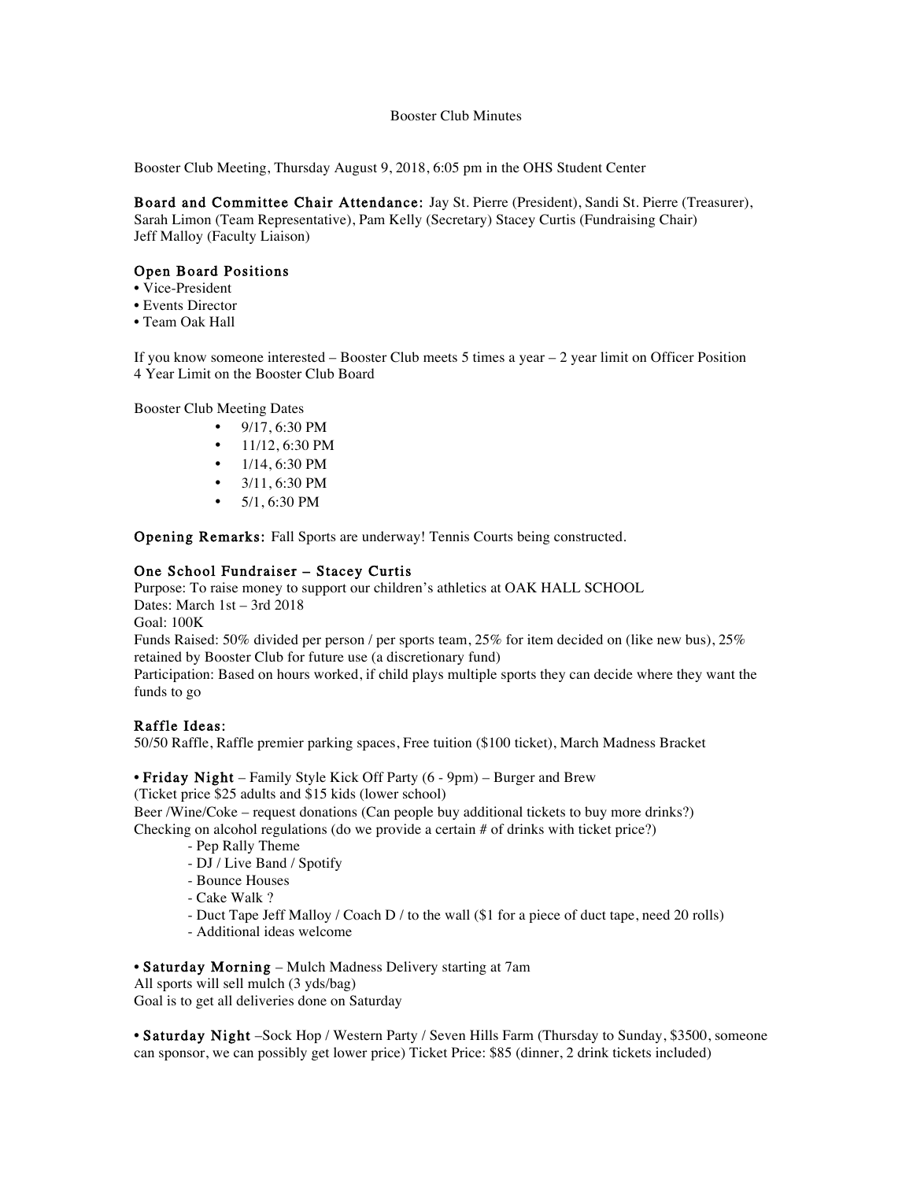# Booster Club Minutes

Booster Club Meeting, Thursday August 9, 2018, 6:05 pm in the OHS Student Center

**Board and Committee Chair Attendance:** Jay St. Pierre (President), Sandi St. Pierre (Treasurer), Sarah Limon (Team Representative), Pam Kelly (Secretary) Stacey Curtis (Fundraising Chair) Jeff Malloy (Faculty Liaison)

### Open Board Positions

- Vice-President
- Events Director
- Team Oak Hall

If you know someone interested – Booster Club meets 5 times a year – 2 year limit on Officer Position 4 Year Limit on the Booster Club Board

Booster Club Meeting Dates

- 9/17, 6:30 PM
- 11/12, 6:30 PM
- 1/14, 6:30 PM
- 3/11, 6:30 PM
- 5/1, 6:30 PM

**Opening Remarks:** Fall Sports are underway! Tennis Courts being constructed.

### One School Fundraiser – Stacey Curtis

Purpose: To raise money to support our children's athletics at OAK HALL SCHOOL
Dates: March 1st – 3rd 2018
Goal: 100K
Funds Raised: 50% divided per person / per sports team, 25% for item decided on (like new bus), 25% retained by Booster Club for future use (a discretionary fund)
Participation: Based on hours worked, if child plays multiple sports they can decide where they want the funds to go

### Raffle Ideas:

50/50 Raffle, Raffle premier parking spaces, Free tuition ($100 ticket), March Madness Bracket

- **Friday Night** – Family Style Kick Off Party (6 - 9pm) – Burger and Brew

(Ticket price $25 adults and $15 kids (lower school)
Beer /Wine/Coke – request donations (Can people buy additional tickets to buy more drinks?)
Checking on alcohol regulations (do we provide a certain # of drinks with ticket price?)

- Pep Rally Theme
- DJ / Live Band / Spotify
- Bounce Houses
- Cake Walk ?
- Duct Tape Jeff Malloy / Coach D / to the wall ($1 for a piece of duct tape, need 20 rolls)
- Additional ideas welcome

- **Saturday Morning** – Mulch Madness Delivery starting at 7am

All sports will sell mulch (3 yds/bag)
Goal is to get all deliveries done on Saturday

- **Saturday Night** –Sock Hop / Western Party / Seven Hills Farm (Thursday to Sunday, $3500, someone can sponsor, we can possibly get lower price) Ticket Price: $85 (dinner, 2 drink tickets included)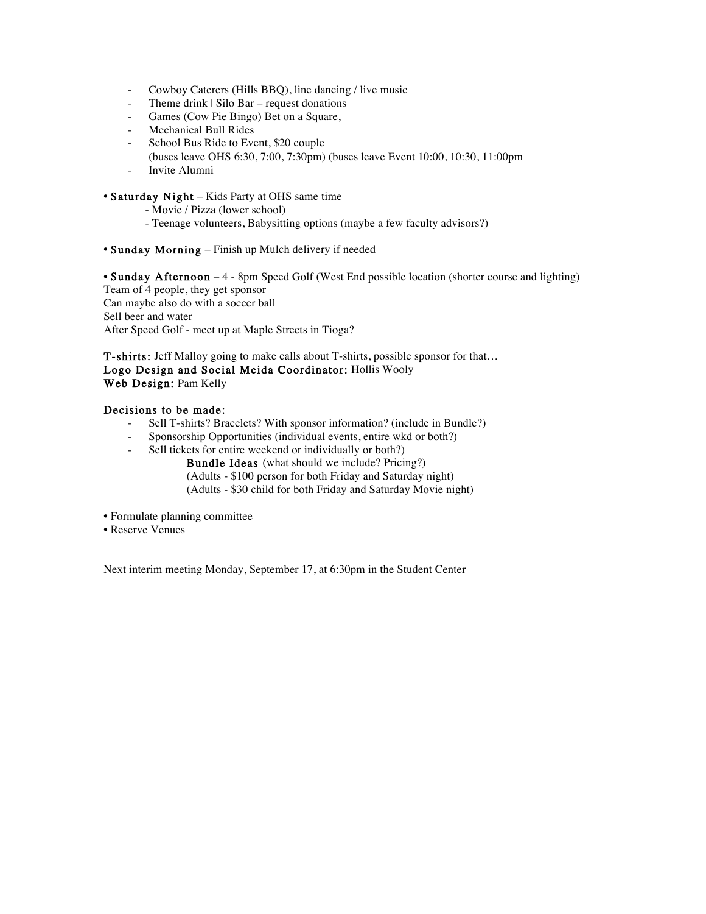- Cowboy Caterers (Hills BBQ), line dancing / live music
- Theme drink | Silo Bar – request donations
- Games (Cow Pie Bingo) Bet on a Square,
- Mechanical Bull Rides
- School Bus Ride to Event, $20 couple
  (buses leave OHS 6:30, 7:00, 7:30pm) (buses leave Event 10:00, 10:30, 11:00pm
- Invite Alumni

• **Saturday Night** – Kids Party at OHS same time
  - Movie / Pizza (lower school)
  - Teenage volunteers, Babysitting options (maybe a few faculty advisors?)

• **Sunday Morning** – Finish up Mulch delivery if needed

• **Sunday Afternoon** – 4 - 8pm Speed Golf (West End possible location (shorter course and lighting)
Team of 4 people, they get sponsor
Can maybe also do with a soccer ball
Sell beer and water
After Speed Golf - meet up at Maple Streets in Tioga?

**T-shirts:** Jeff Malloy going to make calls about T-shirts, possible sponsor for that…
**Logo Design and Social Meida Coordinator:** Hollis Wooly
**Web Design:** Pam Kelly

**Decisions to be made:**

- Sell T-shirts? Bracelets? With sponsor information? (include in Bundle?)
- Sponsorship Opportunities (individual events, entire wkd or both?)
- Sell tickets for entire weekend or individually or both?)
  - **Bundle Ideas** (what should we include? Pricing?)
    (Adults - $100 person for both Friday and Saturday night)
    (Adults - $30 child for both Friday and Saturday Movie night)

• Formulate planning committee
• Reserve Venues

Next interim meeting Monday, September 17, at 6:30pm in the Student Center